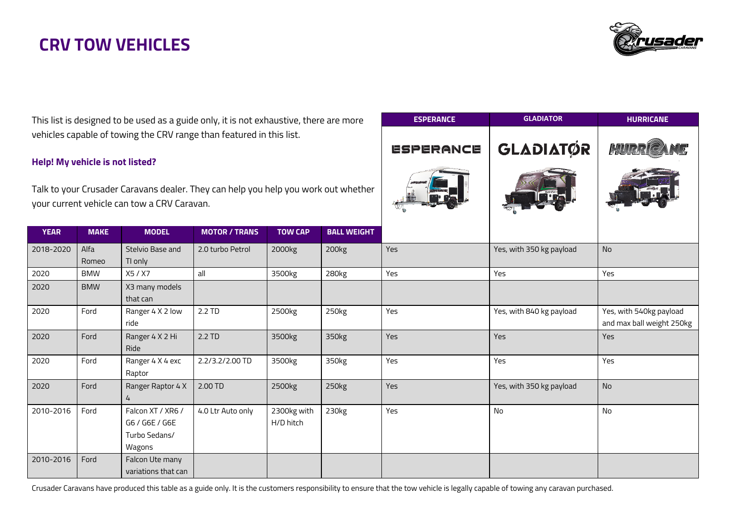# CRV TOW VEHICLES

This list is designed to be used as a guide only, it is not exhaustive, there are more vehicles capable of towing the CRV range than featured in this list.

### Help! My vehicle is not listed?

Talk to your Crusader Caravans dealer. They can help you help you work out whether your current vehicle can tow a CRV Caravan.

| YEAR | MAKE | MODEL | MOTOR / TRANS | TOW CAP | BALL WEIGHT | ESPERANCE | GLADIATOR | HURRICANE |
|---|---|---|---|---|---|---|---|---|
| 2018-2020 | Alfa Romeo | Stelvio Base and TI only | 2.0 turbo Petrol | 2000kg | 200kg | Yes | Yes, with 350 kg payload | No |
| 2020 | BMW | X5 / X7 | all | 3500kg | 280kg | Yes | Yes | Yes |
| 2020 | BMW | X3 many models that can | | | | | | |
| 2020 | Ford | Ranger 4 X 2 low ride | 2.2 TD | 2500kg | 250kg | Yes | Yes, with 840 kg payload | Yes, with 540kg payload and max ball weight 250kg |
| 2020 | Ford | Ranger 4 X 2 Hi Ride | 2.2 TD | 3500kg | 350kg | Yes | Yes | Yes |
| 2020 | Ford | Ranger 4 X 4 exc Raptor | 2.2/3.2/2.00 TD | 3500kg | 350kg | Yes | Yes | Yes |
| 2020 | Ford | Ranger Raptor 4 X 4 | 2.00 TD | 2500kg | 250kg | Yes | Yes, with 350 kg payload | No |
| 2010-2016 | Ford | Falcon XT / XR6 / G6 / G6E / G6E Turbo Sedans/ Wagons | 4.0 Ltr Auto only | 2300kg with H/D hitch | 230kg | Yes | No | No |
| 2010-2016 | Ford | Falcon Ute many variations that can | | | | | | |

Crusader Caravans have produced this table as a guide only. It is the customers responsibility to ensure that the tow vehicle is legally capable of towing any caravan purchased.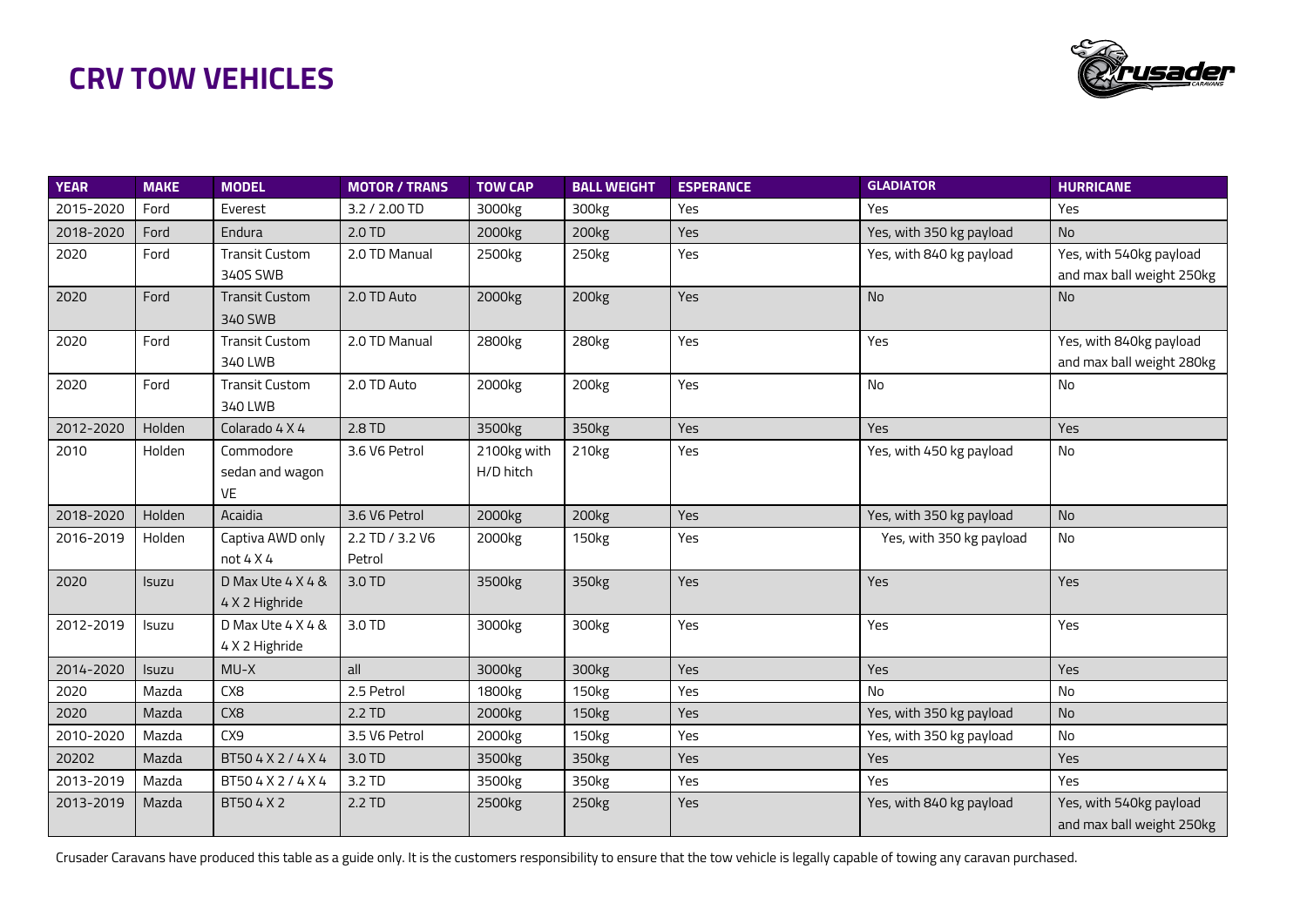# CRV TOW VEHICLES

| YEAR | MAKE | MODEL | MOTOR / TRANS | TOW CAP | BALL WEIGHT | ESPERANCE | GLADIATOR | HURRICANE |
|---|---|---|---|---|---|---|---|---|
| 2015-2020 | Ford | Everest | 3.2 / 2.00 TD | 3000kg | 300kg | Yes | Yes | Yes |
| 2018-2020 | Ford | Endura | 2.0 TD | 2000kg | 200kg | Yes | Yes, with 350 kg payload | No |
| 2020 | Ford | Transit Custom 340S SWB | 2.0 TD Manual | 2500kg | 250kg | Yes | Yes, with 840 kg payload | Yes, with 540kg payload and max ball weight 250kg |
| 2020 | Ford | Transit Custom 340 SWB | 2.0 TD Auto | 2000kg | 200kg | Yes | No | No |
| 2020 | Ford | Transit Custom 340 LWB | 2.0 TD Manual | 2800kg | 280kg | Yes | Yes | Yes, with 840kg payload and max ball weight 280kg |
| 2020 | Ford | Transit Custom 340 LWB | 2.0 TD Auto | 2000kg | 200kg | Yes | No | No |
| 2012-2020 | Holden | Colarado 4 X 4 | 2.8 TD | 3500kg | 350kg | Yes | Yes | Yes |
| 2010 | Holden | Commodore sedan and wagon VE | 3.6 V6 Petrol | 2100kg with H/D hitch | 210kg | Yes | Yes, with 450 kg payload | No |
| 2018-2020 | Holden | Acaidia | 3.6 V6 Petrol | 2000kg | 200kg | Yes | Yes, with 350 kg payload | No |
| 2016-2019 | Holden | Captiva AWD only not 4 X 4 | 2.2 TD / 3.2 V6 Petrol | 2000kg | 150kg | Yes | Yes, with 350 kg payload | No |
| 2020 | Isuzu | D Max Ute 4 X 4 & 4 X 2 Highride | 3.0 TD | 3500kg | 350kg | Yes | Yes | Yes |
| 2012-2019 | Isuzu | D Max Ute 4 X 4 & 4 X 2 Highride | 3.0 TD | 3000kg | 300kg | Yes | Yes | Yes |
| 2014-2020 | Isuzu | MU-X | all | 3000kg | 300kg | Yes | Yes | Yes |
| 2020 | Mazda | CX8 | 2.5 Petrol | 1800kg | 150kg | Yes | No | No |
| 2020 | Mazda | CX8 | 2.2 TD | 2000kg | 150kg | Yes | Yes, with 350 kg payload | No |
| 2010-2020 | Mazda | CX9 | 3.5 V6 Petrol | 2000kg | 150kg | Yes | Yes, with 350 kg payload | No |
| 20202 | Mazda | BT50 4 X 2 / 4 X 4 | 3.0 TD | 3500kg | 350kg | Yes | Yes | Yes |
| 2013-2019 | Mazda | BT50 4 X 2 / 4 X 4 | 3.2 TD | 3500kg | 350kg | Yes | Yes | Yes |
| 2013-2019 | Mazda | BT50 4 X 2 | 2.2 TD | 2500kg | 250kg | Yes | Yes, with 840 kg payload | Yes, with 540kg payload and max ball weight 250kg |

Crusader Caravans have produced this table as a guide only. It is the customers responsibility to ensure that the tow vehicle is legally capable of towing any caravan purchased.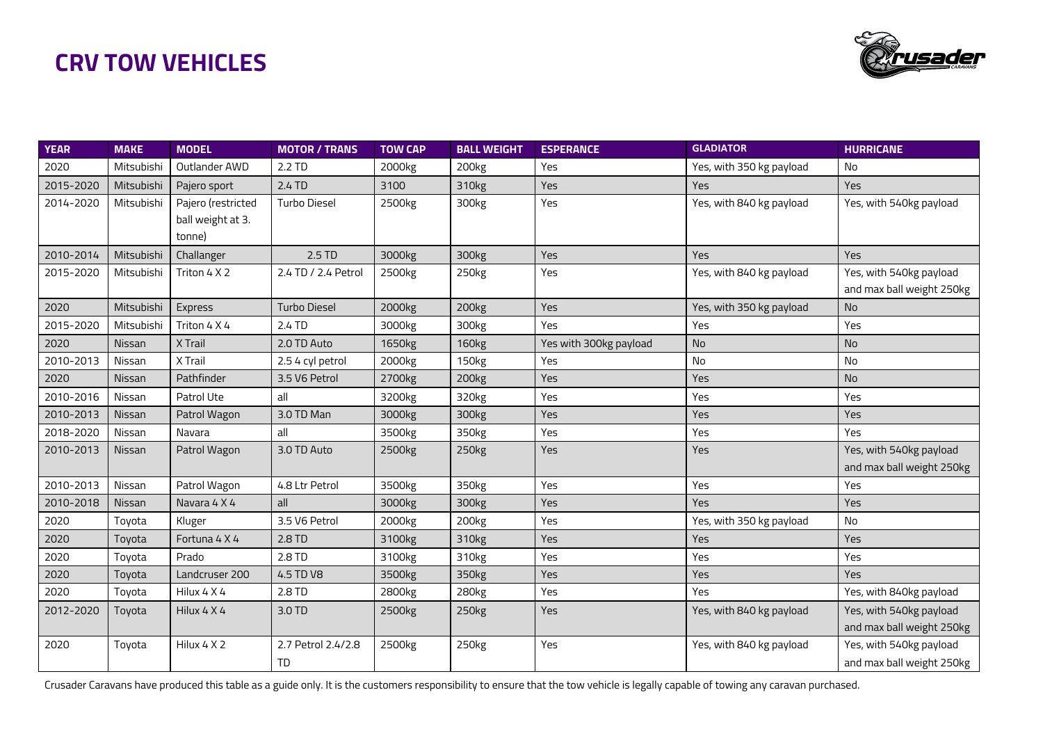# CRV TOW VEHICLES

| YEAR | MAKE | MODEL | MOTOR / TRANS | TOW CAP | BALL WEIGHT | ESPERANCE | GLADIATOR | HURRICANE |
|---|---|---|---|---|---|---|---|---|
| 2020 | Mitsubishi | Outlander AWD | 2.2 TD | 2000kg | 200kg | Yes | Yes, with 350 kg payload | No |
| 2015-2020 | Mitsubishi | Pajero sport | 2.4 TD | 3100 | 310kg | Yes | Yes | Yes |
| 2014-2020 | Mitsubishi | Pajero (restricted ball weight at 3. tonne) | Turbo Diesel | 2500kg | 300kg | Yes | Yes, with 840 kg payload | Yes, with 540kg payload |
| 2010-2014 | Mitsubishi | Challanger | 2.5 TD | 3000kg | 300kg | Yes | Yes | Yes |
| 2015-2020 | Mitsubishi | Triton 4 X 2 | 2.4 TD / 2.4 Petrol | 2500kg | 250kg | Yes | Yes, with 840 kg payload | Yes, with 540kg payload and max ball weight 250kg |
| 2020 | Mitsubishi | Express | Turbo Diesel | 2000kg | 200kg | Yes | Yes, with 350 kg payload | No |
| 2015-2020 | Mitsubishi | Triton 4 X 4 | 2.4 TD | 3000kg | 300kg | Yes | Yes | Yes |
| 2020 | Nissan | X Trail | 2.0 TD Auto | 1650kg | 160kg | Yes with 300kg payload | No | No |
| 2010-2013 | Nissan | X Trail | 2.5 4 cyl petrol | 2000kg | 150kg | Yes | No | No |
| 2020 | Nissan | Pathfinder | 3.5 V6 Petrol | 2700kg | 200kg | Yes | Yes | No |
| 2010-2016 | Nissan | Patrol Ute | all | 3200kg | 320kg | Yes | Yes | Yes |
| 2010-2013 | Nissan | Patrol Wagon | 3.0 TD Man | 3000kg | 300kg | Yes | Yes | Yes |
| 2018-2020 | Nissan | Navara | all | 3500kg | 350kg | Yes | Yes | Yes |
| 2010-2013 | Nissan | Patrol Wagon | 3.0 TD Auto | 2500kg | 250kg | Yes | Yes | Yes, with 540kg payload and max ball weight 250kg |
| 2010-2013 | Nissan | Patrol Wagon | 4.8 Ltr Petrol | 3500kg | 350kg | Yes | Yes | Yes |
| 2010-2018 | Nissan | Navara 4 X 4 | all | 3000kg | 300kg | Yes | Yes | Yes |
| 2020 | Toyota | Kluger | 3.5 V6 Petrol | 2000kg | 200kg | Yes | Yes, with 350 kg payload | No |
| 2020 | Toyota | Fortuna 4 X 4 | 2.8 TD | 3100kg | 310kg | Yes | Yes | Yes |
| 2020 | Toyota | Prado | 2.8 TD | 3100kg | 310kg | Yes | Yes | Yes |
| 2020 | Toyota | Landcruser 200 | 4.5 TD V8 | 3500kg | 350kg | Yes | Yes | Yes |
| 2020 | Toyota | Hilux 4 X 4 | 2.8 TD | 2800kg | 280kg | Yes | Yes | Yes, with 840kg payload |
| 2012-2020 | Toyota | Hilux 4 X 4 | 3.0 TD | 2500kg | 250kg | Yes | Yes, with 840 kg payload | Yes, with 540kg payload and max ball weight 250kg |
| 2020 | Toyota | Hilux 4 X 2 | 2.7 Petrol 2.4/2.8 TD | 2500kg | 250kg | Yes | Yes, with 840 kg payload | Yes, with 540kg payload and max ball weight 250kg |

Crusader Caravans have produced this table as a guide only. It is the customers responsibility to ensure that the tow vehicle is legally capable of towing any caravan purchased.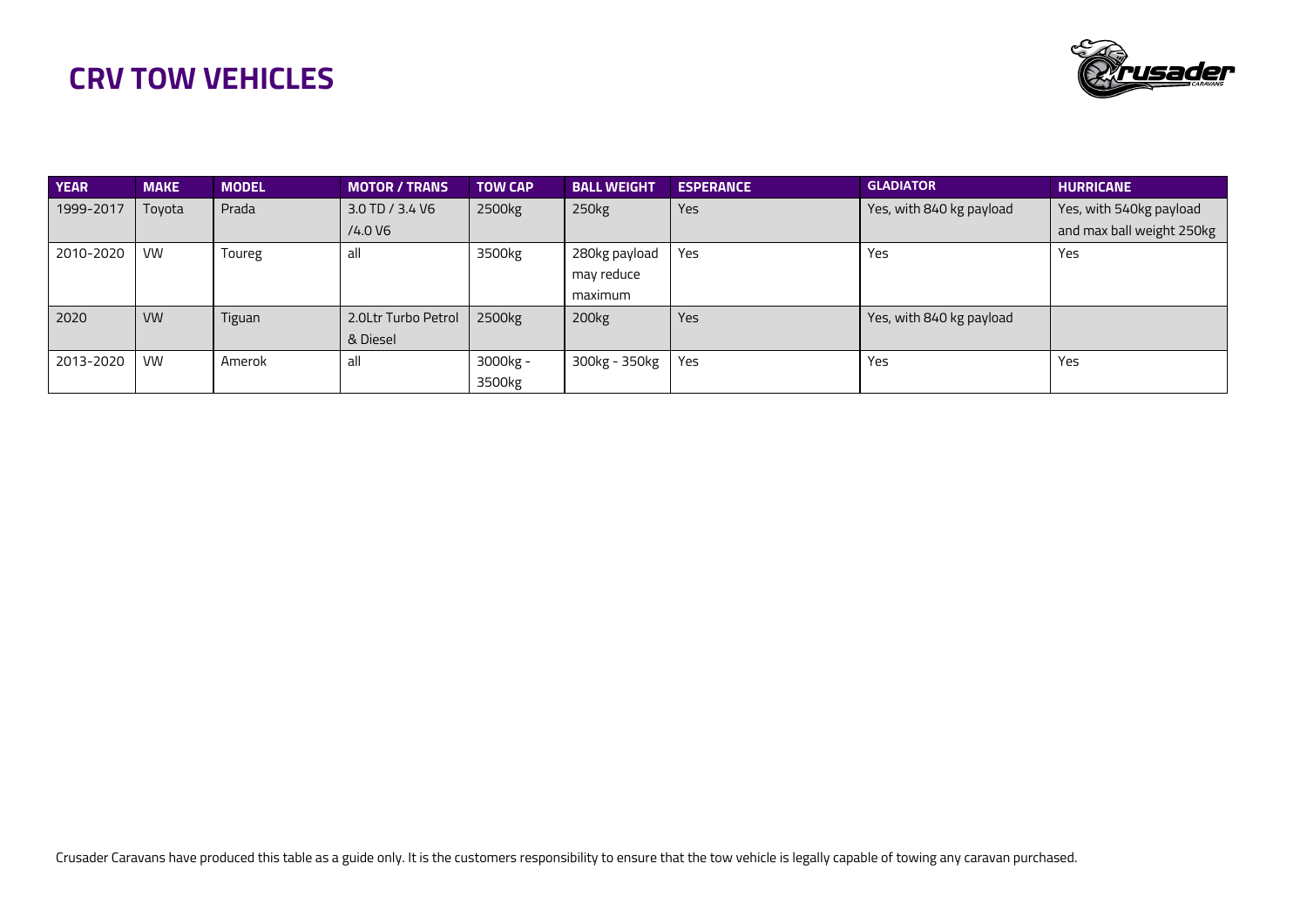# CRV TOW VEHICLES

| YEAR | MAKE | MODEL | MOTOR / TRANS | TOW CAP | BALL WEIGHT | ESPERANCE | GLADIATOR | HURRICANE |
|---|---|---|---|---|---|---|---|---|
| 1999-2017 | Toyota | Prada | 3.0 TD / 3.4 V6 /4.0 V6 | 2500kg | 250kg | Yes | Yes, with 840 kg payload | Yes, with 540kg payload and max ball weight 250kg |
| 2010-2020 | VW | Toureg | all | 3500kg | 280kg payload may reduce maximum | Yes | Yes | Yes |
| 2020 | VW | Tiguan | 2.0Ltr Turbo Petrol & Diesel | 2500kg | 200kg | Yes | Yes, with 840 kg payload | |
| 2013-2020 | VW | Amerok | all | 3000kg - 3500kg | 300kg - 350kg | Yes | Yes | Yes |

Crusader Caravans have produced this table as a guide only. It is the customers responsibility to ensure that the tow vehicle is legally capable of towing any caravan purchased.